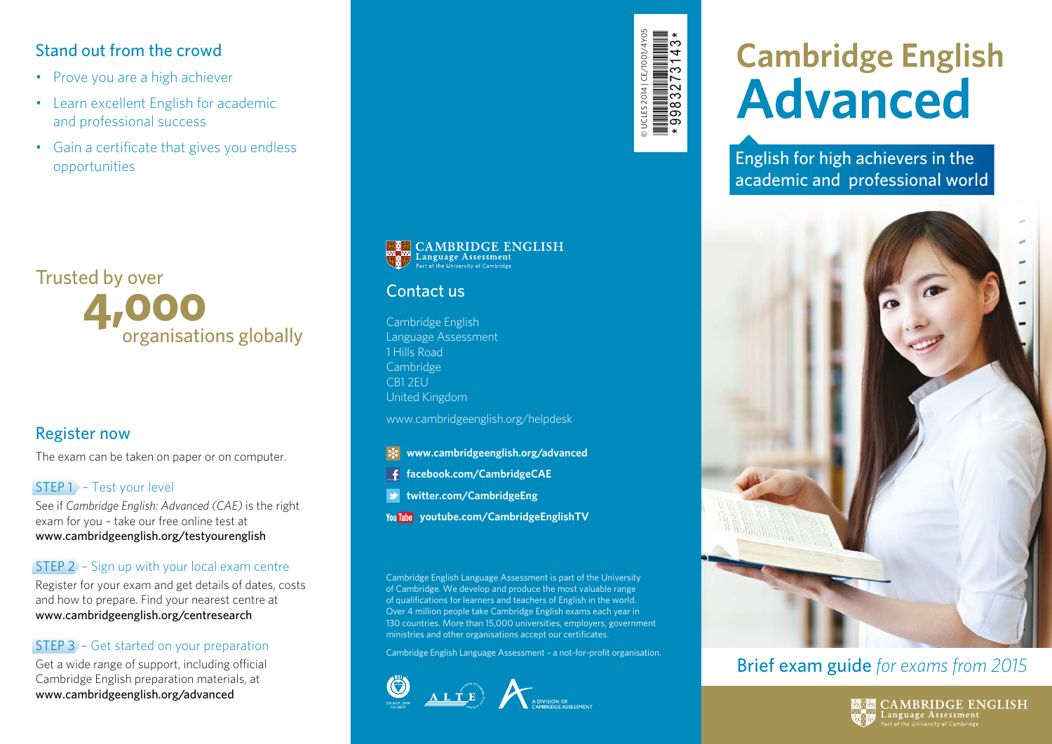## Stand out from the crowd

- Prove you are a high achiever
- Learn excellent English for academic and professional success
- Gain a certificate that gives you endless opportunities

Trusted by over **4,000** organisations globally

## Register now

The exam can be taken on paper or on computer.

**STEP 1** – Test your level

See if *Cambridge English: Advanced (CAE)* is the right exam for you – take our free online test at **www.cambridgeenglish.org/testyourenglish**

**STEP 2** – Sign up with your local exam centre

Register for your exam and get details of dates, costs and how to prepare. Find your nearest centre at **www.cambridgeenglish.org/centresearch**

**STEP 3** – Get started on your preparation

Get a wide range of support, including official Cambridge English preparation materials, at **www.cambridgeenglish.org/advanced**

CAMBRIDGE ENGLISH
Language Assessment
Part of the University of Cambridge

## Contact us

Cambridge English
Language Assessment
1 Hills Road
Cambridge
CB1 2EU
United Kingdom

www.cambridgeenglish.org/helpdesk

**www.cambridgeenglish.org/advanced**
**facebook.com/CambridgeCAE**
**twitter.com/CambridgeEng**
**youtube.com/CambridgeEnglishTV**

Cambridge English Language Assessment is part of the University of Cambridge. We develop and produce the most valuable range of qualifications for learners and teachers of English in the world. Over 4 million people take Cambridge English exams each year in 130 countries. More than 15,000 universities, employers, government ministries and other organisations accept our certificates.

Cambridge English Language Assessment – a not-for-profit organisation.

A DIVISION OF CAMBRIDGE ASSESSMENT

© UCLES 2014 | CE/1001/4Y05

*9983273143*

# Cambridge English Advanced

English for high achievers in the academic and professional world

**Brief exam guide** *for exams from 2015*

CAMBRIDGE ENGLISH
Language Assessment
Part of the University of Cambridge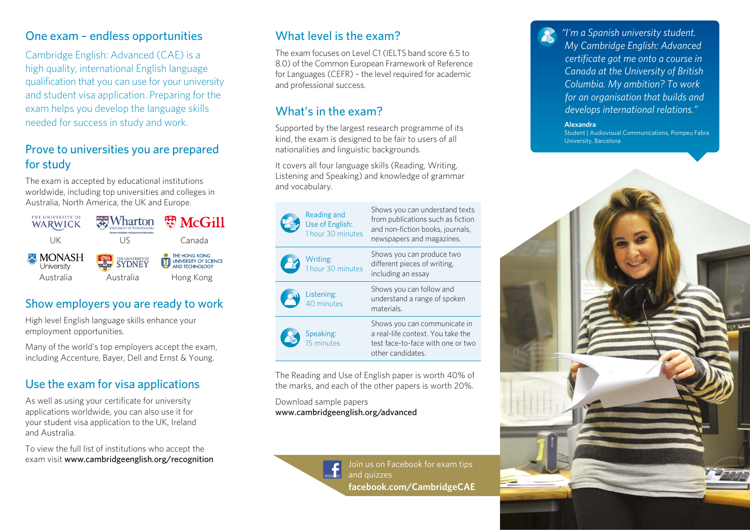## One exam – endless opportunities

Cambridge English: Advanced (CAE) is a high quality, international English language qualification that you can use for your university and student visa application. Preparing for the exam helps you develop the language skills needed for success in study and work.

## Prove to universities you are prepared for study

The exam is accepted by educational institutions worldwide, including top universities and colleges in Australia, North America, the UK and Europe.

| | | |
|---|---|---|
| The University of Warwick | Wharton University of Pennsylvania | McGill |
| UK | US | Canada |
| Monash University | The University of Sydney | The Hong Kong University of Science and Technology |
| Australia | Australia | Hong Kong |

## Show employers you are ready to work

High level English language skills enhance your employment opportunities.

Many of the world's top employers accept the exam, including Accenture, Bayer, Dell and Ernst & Young.

## Use the exam for visa applications

As well as using your certificate for university applications worldwide, you can also use it for your student visa application to the UK, Ireland and Australia.

To view the full list of institutions who accept the exam visit **www.cambridgeenglish.org/recognition**

## What level is the exam?

The exam focuses on Level C1 (IELTS band score 6.5 to 8.0) of the Common European Framework of Reference for Languages (CEFR) – the level required for academic and professional success.

## What's in the exam?

Supported by the largest research programme of its kind, the exam is designed to be fair to users of all nationalities and linguistic backgrounds.

It covers all four language skills (Reading, Writing, Listening and Speaking) and knowledge of grammar and vocabulary.

| | |
|---|---|
| Reading and Use of English: 1 hour 30 minutes | Shows you can understand texts from publications such as fiction and non-fiction books, journals, newspapers and magazines. |
| Writing: 1 hour 30 minutes | Shows you can produce two different pieces of writing, including an essay |
| Listening: 40 minutes | Shows you can follow and understand a range of spoken materials. |
| Speaking: 15 minutes | Shows you can communicate in a real-life context. You take the test face-to-face with one or two other candidates. |

The Reading and Use of English paper is worth 40% of the marks, and each of the other papers is worth 20%.

Download sample papers
**www.cambridgeenglish.org/advanced**

Join us on Facebook for exam tips and quizzes
**facebook.com/CambridgeCAE**

*"I'm a Spanish university student. My Cambridge English: Advanced certificate got me onto a course in Canada at the University of British Columbia. My ambition? To work for an organisation that builds and develops international relations."*

**Alexandra**
Student | Audiovisual Communications, Pompeu Fabra University, Barcelona